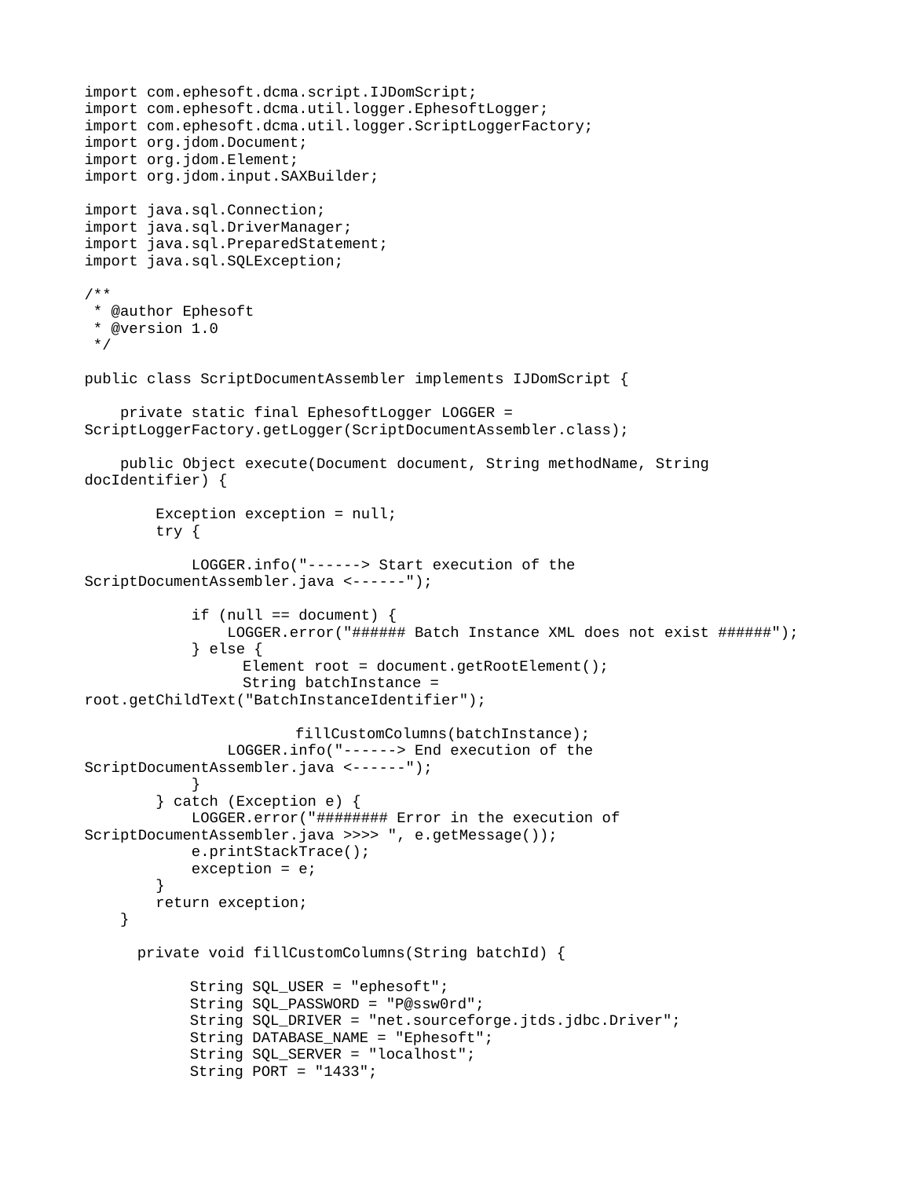```java
import com.ephesoft.dcma.script.IJDomScript;
import com.ephesoft.dcma.util.logger.EphesoftLogger;
import com.ephesoft.dcma.util.logger.ScriptLoggerFactory;
import org.jdom.Document;
import org.jdom.Element;
import org.jdom.input.SAXBuilder;

import java.sql.Connection;
import java.sql.DriverManager;
import java.sql.PreparedStatement;
import java.sql.SQLException;

/**
 * @author Ephesoft
 * @version 1.0
 */

public class ScriptDocumentAssembler implements IJDomScript {

    private static final EphesoftLogger LOGGER =
ScriptLoggerFactory.getLogger(ScriptDocumentAssembler.class);

    public Object execute(Document document, String methodName, String
docIdentifier) {

        Exception exception = null;
        try {

            LOGGER.info("------> Start execution of the
ScriptDocumentAssembler.java <------");

            if (null == document) {
                LOGGER.error("###### Batch Instance XML does not exist ######");
            } else {
                  Element root = document.getRootElement();
                  String batchInstance =
root.getChildText("BatchInstanceIdentifier");

                        fillCustomColumns(batchInstance);
                LOGGER.info("------> End execution of the
ScriptDocumentAssembler.java <------");
            }
        } catch (Exception e) {
            LOGGER.error("######## Error in the execution of
ScriptDocumentAssembler.java >>>> ", e.getMessage());
            e.printStackTrace();
            exception = e;
        }
        return exception;
    }

      private void fillCustomColumns(String batchId) {

            String SQL_USER = "ephesoft";
            String SQL_PASSWORD = "P@ssw0rd";
            String SQL_DRIVER = "net.sourceforge.jtds.jdbc.Driver";
            String DATABASE_NAME = "Ephesoft";
            String SQL_SERVER = "localhost";
            String PORT = "1433";
```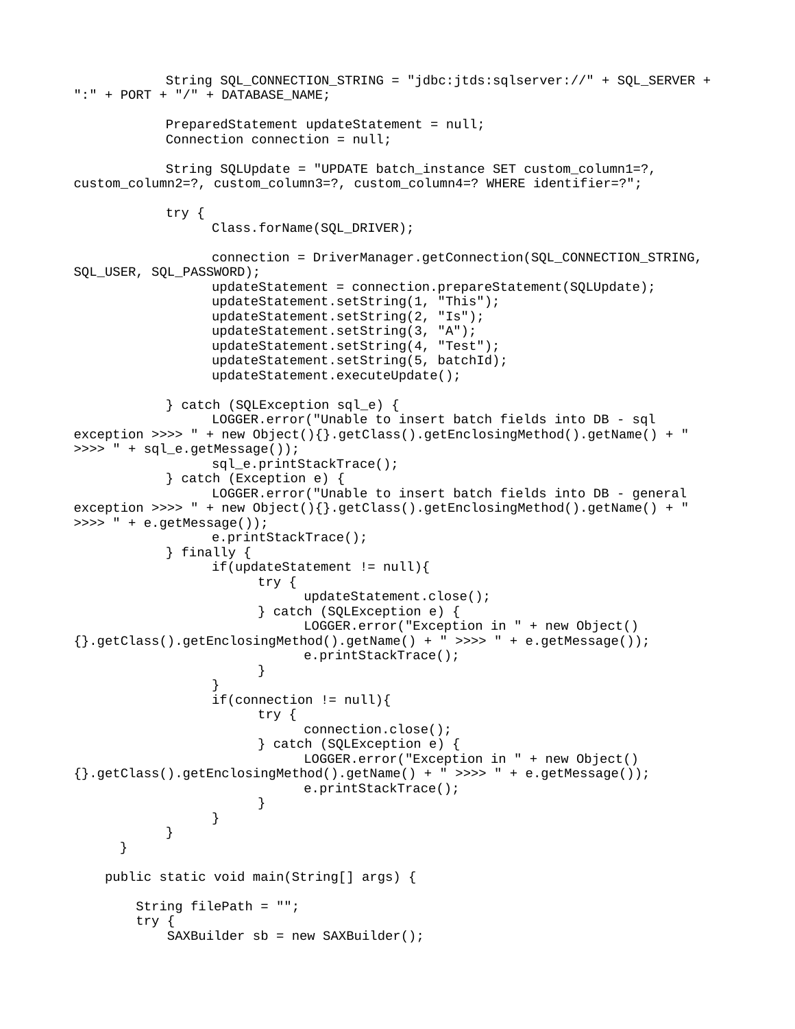```
            String SQL_CONNECTION_STRING = "jdbc:jtds:sqlserver://" + SQL_SERVER +
":" + PORT + "/" + DATABASE_NAME;

            PreparedStatement updateStatement = null;
            Connection connection = null;

            String SQLUpdate = "UPDATE batch_instance SET custom_column1=?,
custom_column2=?, custom_column3=?, custom_column4=? WHERE identifier=?";

            try {
                  Class.forName(SQL_DRIVER);

                  connection = DriverManager.getConnection(SQL_CONNECTION_STRING,
SQL_USER, SQL_PASSWORD);
                  updateStatement = connection.prepareStatement(SQLUpdate);
                  updateStatement.setString(1, "This");
                  updateStatement.setString(2, "Is");
                  updateStatement.setString(3, "A");
                  updateStatement.setString(4, "Test");
                  updateStatement.setString(5, batchId);
                  updateStatement.executeUpdate();

            } catch (SQLException sql_e) {
                  LOGGER.error("Unable to insert batch fields into DB - sql
exception >>>> " + new Object(){}.getClass().getEnclosingMethod().getName() + "
>>>> " + sql_e.getMessage());
                  sql_e.printStackTrace();
            } catch (Exception e) {
                  LOGGER.error("Unable to insert batch fields into DB - general
exception >>>> " + new Object(){}.getClass().getEnclosingMethod().getName() + "
>>>> " + e.getMessage());
                  e.printStackTrace();
            } finally {
                  if(updateStatement != null){
                        try {
                              updateStatement.close();
                        } catch (SQLException e) {
                              LOGGER.error("Exception in " + new Object()
{}.getClass().getEnclosingMethod().getName() + " >>>> " + e.getMessage());
                              e.printStackTrace();
                        }
                  }
                  if(connection != null){
                        try {
                              connection.close();
                        } catch (SQLException e) {
                              LOGGER.error("Exception in " + new Object()
{}.getClass().getEnclosingMethod().getName() + " >>>> " + e.getMessage());
                              e.printStackTrace();
                        }
                  }
            }
      }

    public static void main(String[] args) {

        String filePath = "";
        try {
            SAXBuilder sb = new SAXBuilder();
```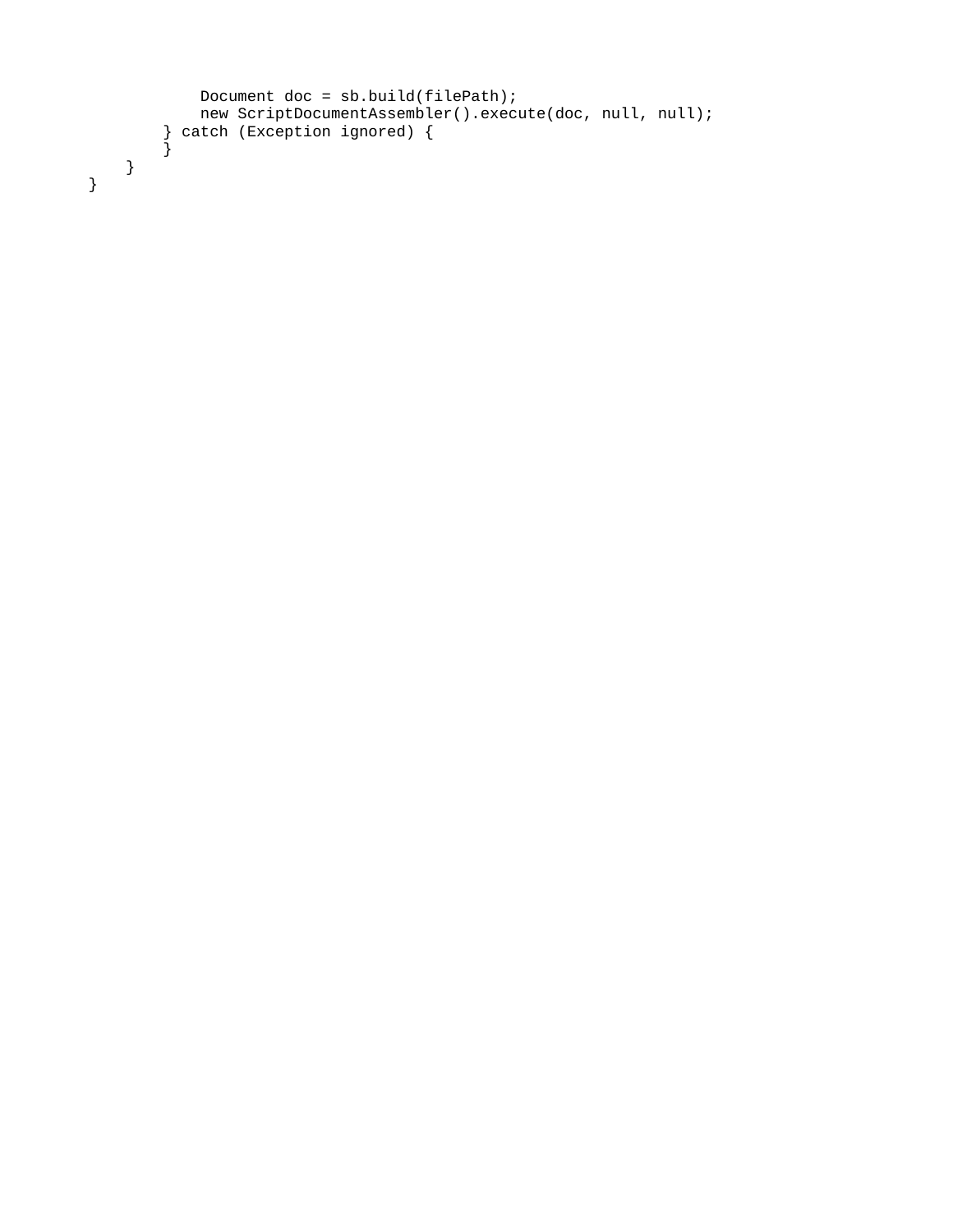```
            Document doc = sb.build(filePath);
            new ScriptDocumentAssembler().execute(doc, null, null);
        } catch (Exception ignored) {
        }
    }
}
```